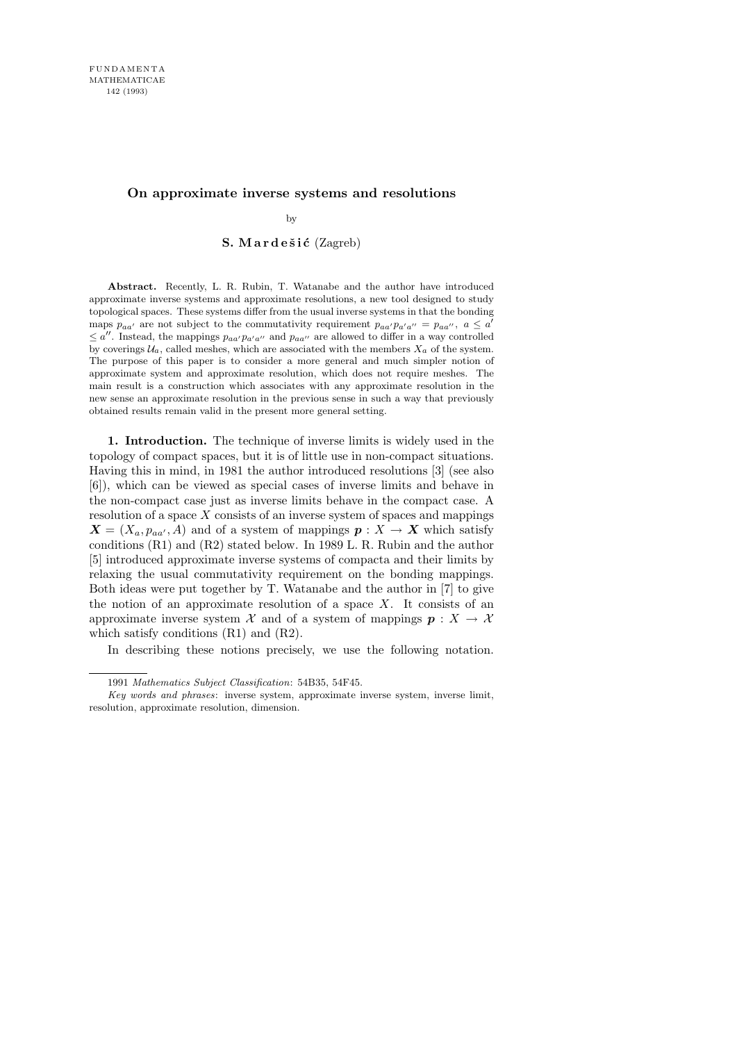# On approximate inverse systems and resolutions

by

**S. Mardešić** (Zagreb)

**Abstract.** Recently, L. R. Rubin, T. Watanabe and the author have introduced approximate inverse systems and approximate resolutions, a new tool designed to study topological spaces. These systems differ from the usual inverse systems in that the bonding maps $p_{aa'}$ are not subject to the commutativity requirement $p_{aa'}p_{a'a''} = p_{aa''}$, $a \leq a' \leq a''$. Instead, the mappings $p_{aa'}p_{a'a''}$ and $p_{aa''}$ are allowed to differ in a way controlled by coverings $\mathcal{U}_a$, called meshes, which are associated with the members $X_a$ of the system. The purpose of this paper is to consider a more general and much simpler notion of approximate system and approximate resolution, which does not require meshes. The main result is a construction which associates with any approximate resolution in the new sense an approximate resolution in the previous sense in such a way that previously obtained results remain valid in the present more general setting.

**1. Introduction.** The technique of inverse limits is widely used in the topology of compact spaces, but it is of little use in non-compact situations. Having this in mind, in 1981 the author introduced resolutions [3] (see also [6]), which can be viewed as special cases of inverse limits and behave in the non-compact case just as inverse limits behave in the compact case. A resolution of a space $X$ consists of an inverse system of spaces and mappings $\boldsymbol{X} = (X_a, p_{aa'}, A)$ and of a system of mappings $\boldsymbol{p} : X \to \boldsymbol{X}$ which satisfy conditions (R1) and (R2) stated below. In 1989 L. R. Rubin and the author [5] introduced approximate inverse systems of compacta and their limits by relaxing the usual commutativity requirement on the bonding mappings. Both ideas were put together by T. Watanabe and the author in [7] to give the notion of an approximate resolution of a space $X$. It consists of an approximate inverse system $\mathcal{X}$ and of a system of mappings $\boldsymbol{p} : X \to \mathcal{X}$ which satisfy conditions (R1) and (R2).

In describing these notions precisely, we use the following notation.

---

1991 *Mathematics Subject Classification*: 54B35, 54F45.

*Key words and phrases*: inverse system, approximate inverse system, inverse limit, resolution, approximate resolution, dimension.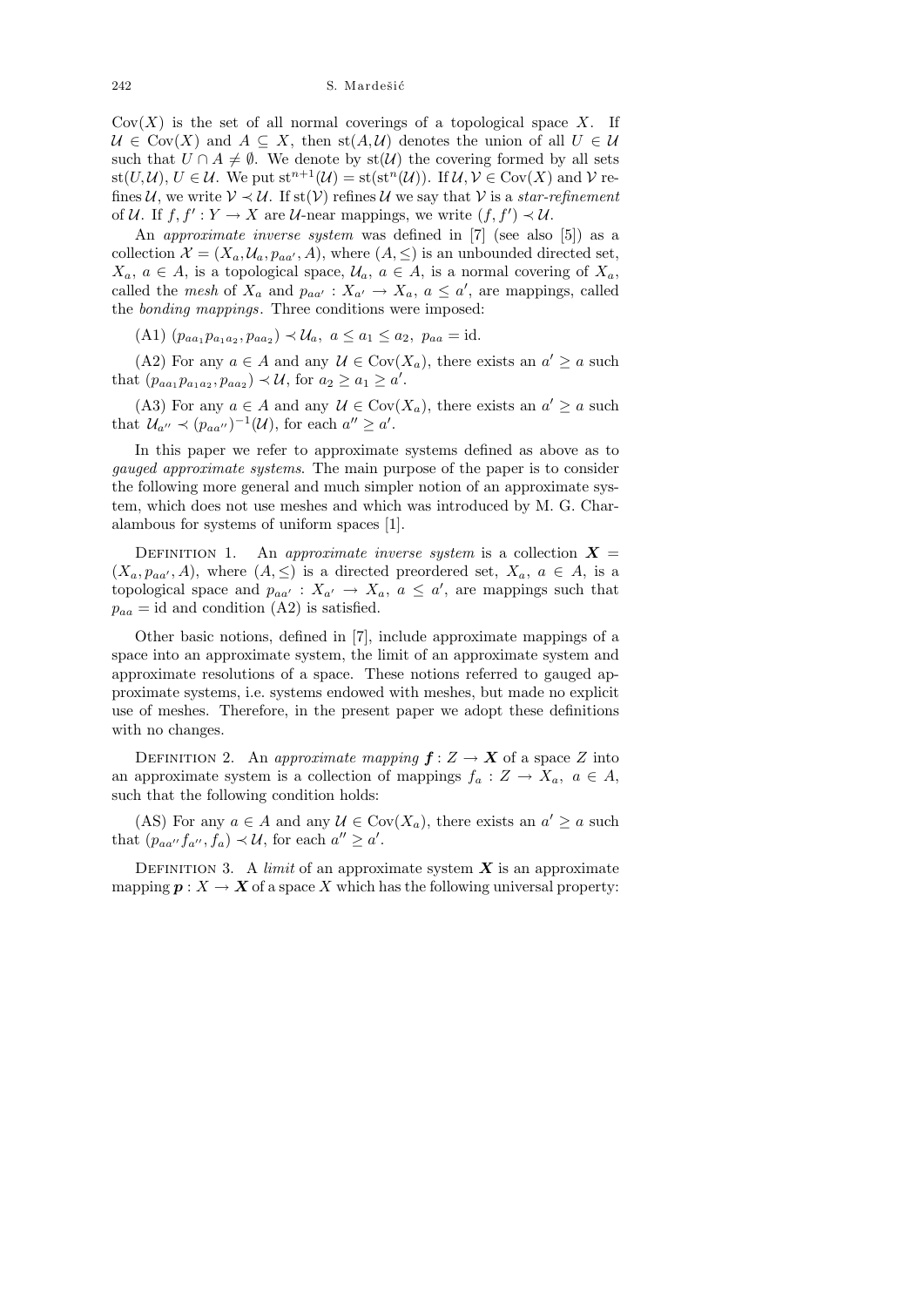$\mathrm{Cov}(X)$ is the set of all normal coverings of a topological space $X$. If $\mathcal{U} \in \mathrm{Cov}(X)$ and $A \subseteq X$, then $\mathrm{st}(A,\mathcal{U})$ denotes the union of all $U \in \mathcal{U}$ such that $U \cap A \neq \emptyset$. We denote by $\mathrm{st}(\mathcal{U})$ the covering formed by all sets $\mathrm{st}(U,\mathcal{U})$, $U \in \mathcal{U}$. We put $\mathrm{st}^{n+1}(\mathcal{U}) = \mathrm{st}(\mathrm{st}^n(\mathcal{U}))$. If $\mathcal{U}, \mathcal{V} \in \mathrm{Cov}(X)$ and $\mathcal{V}$ refines $\mathcal{U}$, we write $\mathcal{V} \prec \mathcal{U}$. If $\mathrm{st}(\mathcal{V})$ refines $\mathcal{U}$ we say that $\mathcal{V}$ is a *star-refinement* of $\mathcal{U}$. If $f, f' : Y \to X$ are $\mathcal{U}$-near mappings, we write $(f, f') \prec \mathcal{U}$.

An *approximate inverse system* was defined in [7] (see also [5]) as a collection $\mathcal{X} = (X_a, \mathcal{U}_a, p_{aa'}, A)$, where $(A, \leq)$ is an unbounded directed set, $X_a$, $a \in A$, is a topological space, $\mathcal{U}_a$, $a \in A$, is a normal covering of $X_a$, called the *mesh* of $X_a$ and $p_{aa'} : X_{a'} \to X_a$, $a \leq a'$, are mappings, called the *bonding mappings*. Three conditions were imposed:

(A1) $(p_{aa_1}p_{a_1a_2}, p_{aa_2}) \prec \mathcal{U}_a$, $a \leq a_1 \leq a_2$, $p_{aa} = \mathrm{id}$.

(A2) For any $a \in A$ and any $\mathcal{U} \in \mathrm{Cov}(X_a)$, there exists an $a' \geq a$ such that $(p_{aa_1}p_{a_1a_2}, p_{aa_2}) \prec \mathcal{U}$, for $a_2 \geq a_1 \geq a'$.

(A3) For any $a \in A$ and any $\mathcal{U} \in \mathrm{Cov}(X_a)$, there exists an $a' \geq a$ such that $\mathcal{U}_{a''} \prec (p_{aa''})^{-1}(\mathcal{U})$, for each $a'' \geq a'$.

In this paper we refer to approximate systems defined as above as to *gauged approximate systems*. The main purpose of the paper is to consider the following more general and much simpler notion of an approximate system, which does not use meshes and which was introduced by M. G. Charalambous for systems of uniform spaces [1].

Definition 1. An *approximate inverse system* is a collection $\boldsymbol{X} = (X_a, p_{aa'}, A)$, where $(A, \leq)$ is a directed preordered set, $X_a$, $a \in A$, is a topological space and $p_{aa'} : X_{a'} \to X_a$, $a \leq a'$, are mappings such that $p_{aa} = \mathrm{id}$ and condition (A2) is satisfied.

Other basic notions, defined in [7], include approximate mappings of a space into an approximate system, the limit of an approximate system and approximate resolutions of a space. These notions referred to gauged approximate systems, i.e. systems endowed with meshes, but made no explicit use of meshes. Therefore, in the present paper we adopt these definitions with no changes.

Definition 2. An *approximate mapping* $\boldsymbol{f} : Z \to \boldsymbol{X}$ of a space $Z$ into an approximate system is a collection of mappings $f_a : Z \to X_a$, $a \in A$, such that the following condition holds:

(AS) For any $a \in A$ and any $\mathcal{U} \in \mathrm{Cov}(X_a)$, there exists an $a' \geq a$ such that $(p_{aa''}f_{a''}, f_a) \prec \mathcal{U}$, for each $a'' \geq a'$.

Definition 3. A *limit* of an approximate system $\boldsymbol{X}$ is an approximate mapping $\boldsymbol{p} : X \to \boldsymbol{X}$ of a space $X$ which has the following universal property: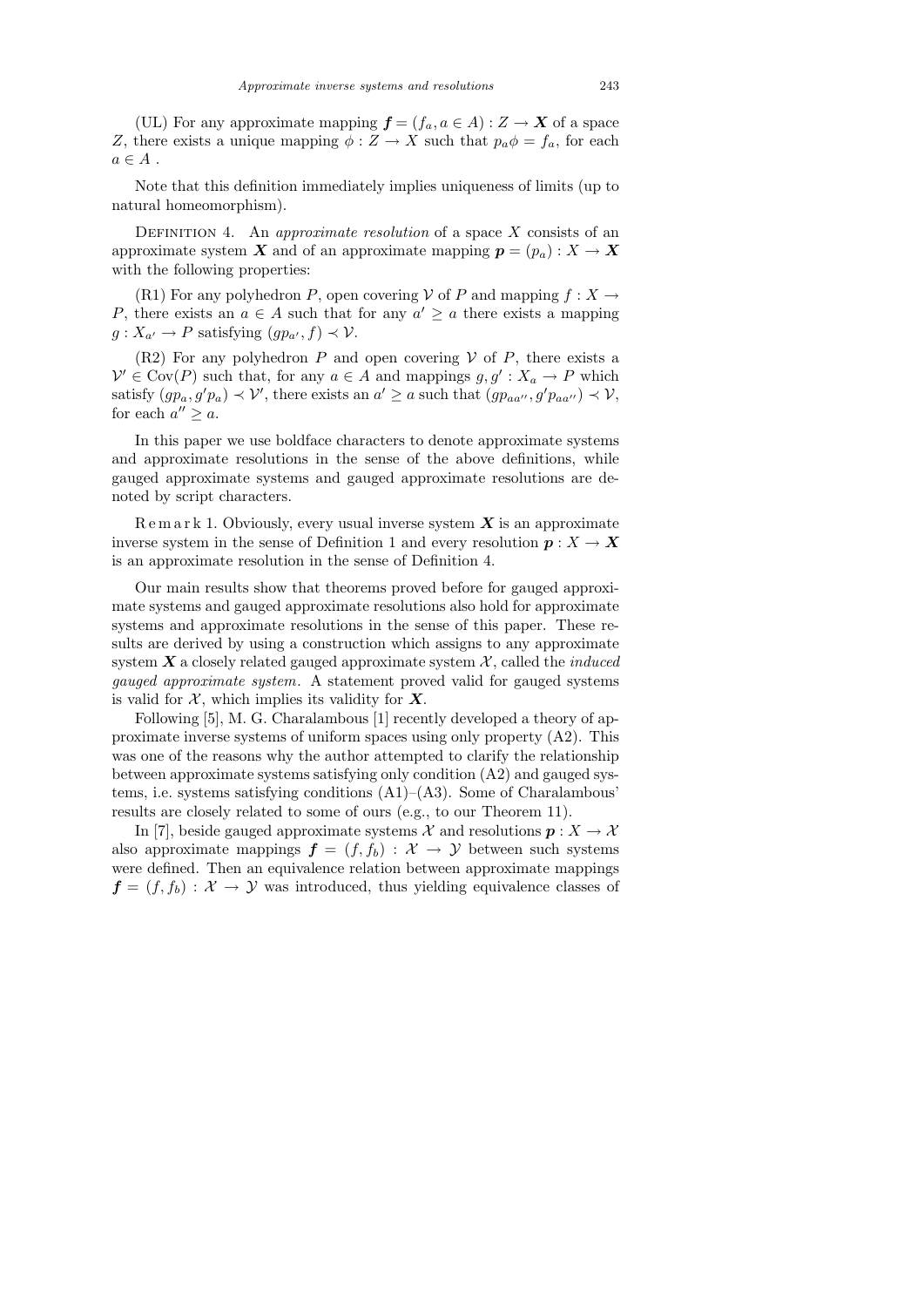(UL) For any approximate mapping $\boldsymbol{f} = (f_a, a \in A) : Z \to \boldsymbol{X}$ of a space $Z$, there exists a unique mapping $\phi : Z \to X$ such that $p_a \phi = f_a$, for each $a \in A$ .

Note that this definition immediately implies uniqueness of limits (up to natural homeomorphism).

DEFINITION 4. An *approximate resolution* of a space $X$ consists of an approximate system $\boldsymbol{X}$ and of an approximate mapping $\boldsymbol{p} = (p_a) : X \to \boldsymbol{X}$ with the following properties:

(R1) For any polyhedron $P$, open covering $\mathcal{V}$ of $P$ and mapping $f : X \to P$, there exists an $a \in A$ such that for any $a' \geq a$ there exists a mapping $g : X_{a'} \to P$ satisfying $(gp_{a'}, f) \prec \mathcal{V}$.

(R2) For any polyhedron $P$ and open covering $\mathcal{V}$ of $P$, there exists a $\mathcal{V}' \in \mathrm{Cov}(P)$ such that, for any $a \in A$ and mappings $g, g' : X_a \to P$ which satisfy $(gp_a, g'p_a) \prec \mathcal{V}'$, there exists an $a' \geq a$ such that $(gp_{aa''}, g'p_{aa''}) \prec \mathcal{V}$, for each $a'' \geq a$.

In this paper we use boldface characters to denote approximate systems and approximate resolutions in the sense of the above definitions, while gauged approximate systems and gauged approximate resolutions are denoted by script characters.

Remark 1. Obviously, every usual inverse system $\boldsymbol{X}$ is an approximate inverse system in the sense of Definition 1 and every resolution $\boldsymbol{p} : X \to \boldsymbol{X}$ is an approximate resolution in the sense of Definition 4.

Our main results show that theorems proved before for gauged approximate systems and gauged approximate resolutions also hold for approximate systems and approximate resolutions in the sense of this paper. These results are derived by using a construction which assigns to any approximate system $\boldsymbol{X}$ a closely related gauged approximate system $\mathcal{X}$, called the *induced gauged approximate system*. A statement proved valid for gauged systems is valid for $\mathcal{X}$, which implies its validity for $\boldsymbol{X}$.

Following [5], M. G. Charalambous [1] recently developed a theory of approximate inverse systems of uniform spaces using only property (A2). This was one of the reasons why the author attempted to clarify the relationship between approximate systems satisfying only condition (A2) and gauged systems, i.e. systems satisfying conditions (A1)–(A3). Some of Charalambous' results are closely related to some of ours (e.g., to our Theorem 11).

In [7], beside gauged approximate systems $\mathcal{X}$ and resolutions $\boldsymbol{p} : X \to \mathcal{X}$ also approximate mappings $\boldsymbol{f} = (f, f_b) : \mathcal{X} \to \mathcal{Y}$ between such systems were defined. Then an equivalence relation between approximate mappings $\boldsymbol{f} = (f, f_b) : \mathcal{X} \to \mathcal{Y}$ was introduced, thus yielding equivalence classes of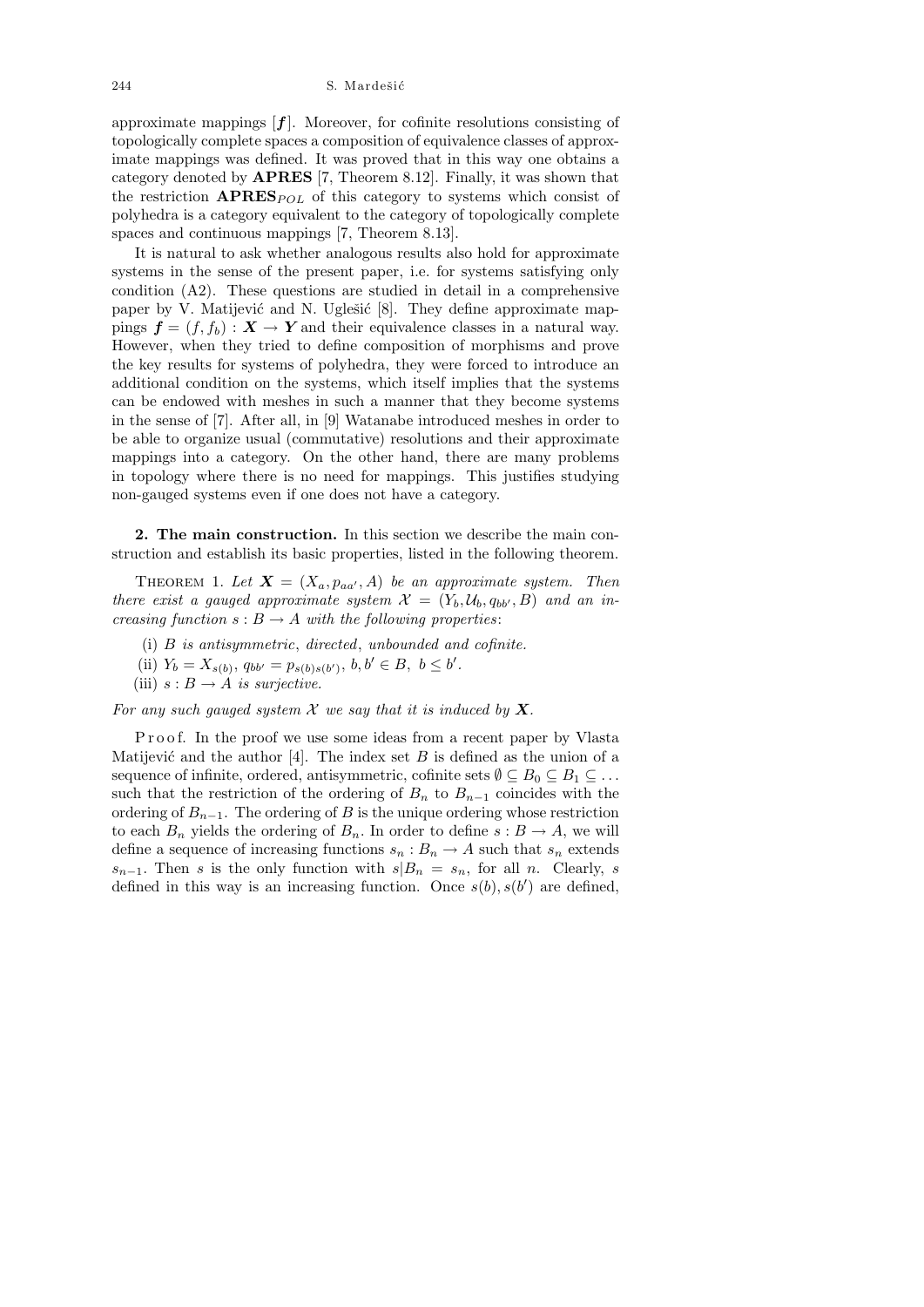approximate mappings $[\boldsymbol{f}]$. Moreover, for cofinite resolutions consisting of topologically complete spaces a composition of equivalence classes of approximate mappings was defined. It was proved that in this way one obtains a category denoted by **APRES** [7, Theorem 8.12]. Finally, it was shown that the restriction $\mathbf{APRES}_{POL}$ of this category to systems which consist of polyhedra is a category equivalent to the category of topologically complete spaces and continuous mappings [7, Theorem 8.13].

It is natural to ask whether analogous results also hold for approximate systems in the sense of the present paper, i.e. for systems satisfying only condition (A2). These questions are studied in detail in a comprehensive paper by V. Matijević and N. Uglešić [8]. They define approximate mappings $\boldsymbol{f} = (f, f_b) : \boldsymbol{X} \to \boldsymbol{Y}$ and their equivalence classes in a natural way. However, when they tried to define composition of morphisms and prove the key results for systems of polyhedra, they were forced to introduce an additional condition on the systems, which itself implies that the systems can be endowed with meshes in such a manner that they become systems in the sense of [7]. After all, in [9] Watanabe introduced meshes in order to be able to organize usual (commutative) resolutions and their approximate mappings into a category. On the other hand, there are many problems in topology where there is no need for mappings. This justifies studying non-gauged systems even if one does not have a category.

**2. The main construction.** In this section we describe the main construction and establish its basic properties, listed in the following theorem.

THEOREM 1. *Let $\boldsymbol{X} = (X_a, p_{aa'}, A)$ be an approximate system. Then there exist a gauged approximate system $\mathcal{X} = (Y_b, \mathcal{U}_b, q_{bb'}, B)$ and an increasing function $s : B \to A$ with the following properties*:

(i) *$B$ is antisymmetric, directed, unbounded and cofinite.*

(ii) *$Y_b = X_{s(b)}$, $q_{bb'} = p_{s(b)s(b')}$, $b, b' \in B$, $b \le b'$.*

(iii) *$s : B \to A$ is surjective.*

*For any such gauged system $\mathcal{X}$ we say that it is induced by $\boldsymbol{X}$.*

Proof. In the proof we use some ideas from a recent paper by Vlasta Matijević and the author [4]. The index set $B$ is defined as the union of a sequence of infinite, ordered, antisymmetric, cofinite sets $\emptyset \subseteq B_0 \subseteq B_1 \subseteq \ldots$ such that the restriction of the ordering of $B_n$ to $B_{n-1}$ coincides with the ordering of $B_{n-1}$. The ordering of $B$ is the unique ordering whose restriction to each $B_n$ yields the ordering of $B_n$. In order to define $s : B \to A$, we will define a sequence of increasing functions $s_n : B_n \to A$ such that $s_n$ extends $s_{n-1}$. Then $s$ is the only function with $s|B_n = s_n$, for all $n$. Clearly, $s$ defined in this way is an increasing function. Once $s(b), s(b')$ are defined,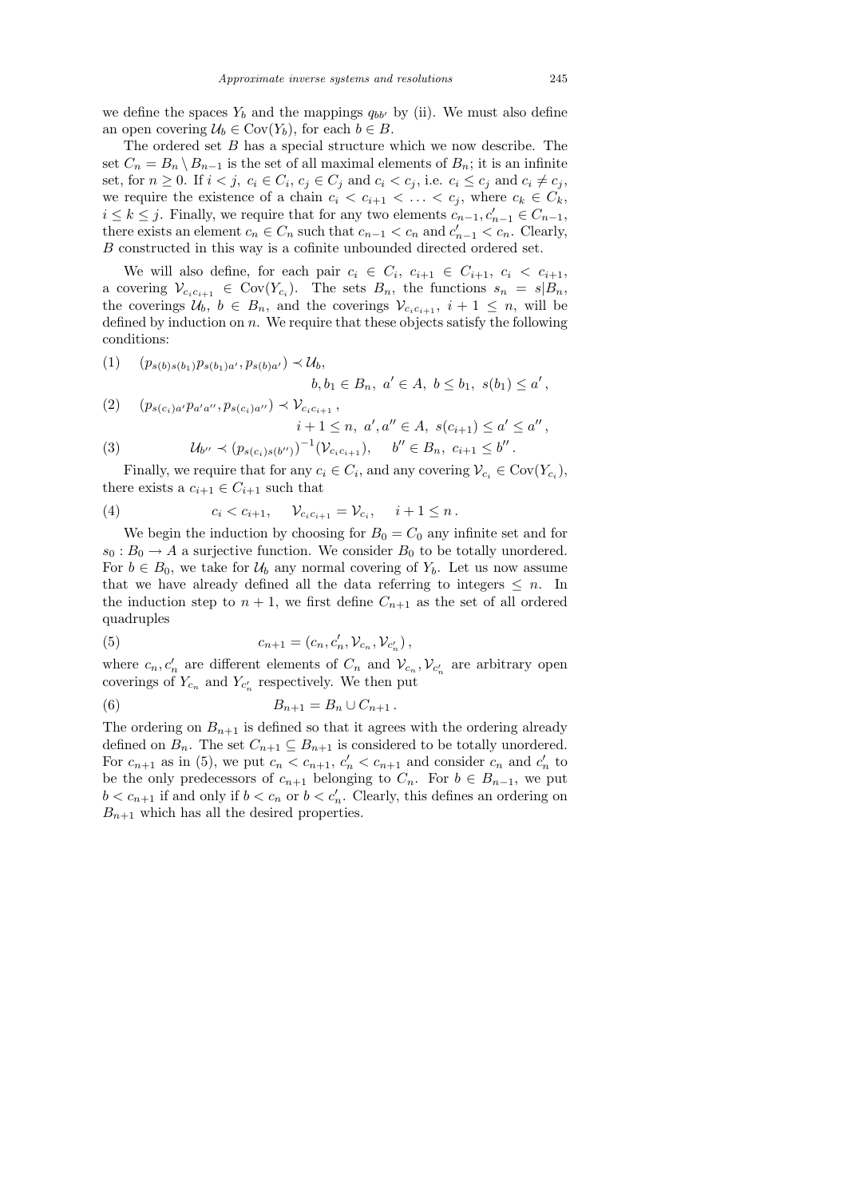we define the spaces $Y_b$ and the mappings $q_{bb'}$ by (ii). We must also define an open covering $\mathcal{U}_b \in \mathrm{Cov}(Y_b)$, for each $b \in B$.

The ordered set $B$ has a special structure which we now describe. The set $C_n = B_n \setminus B_{n-1}$ is the set of all maximal elements of $B_n$; it is an infinite set, for $n \geq 0$. If $i < j$, $c_i \in C_i$, $c_j \in C_j$ and $c_i < c_j$, i.e. $c_i \leq c_j$ and $c_i \neq c_j$, we require the existence of a chain $c_i < c_{i+1} < \ldots < c_j$, where $c_k \in C_k$, $i \leq k \leq j$. Finally, we require that for any two elements $c_{n-1}, c'_{n-1} \in C_{n-1}$, there exists an element $c_n \in C_n$ such that $c_{n-1} < c_n$ and $c'_{n-1} < c_n$. Clearly, $B$ constructed in this way is a cofinite unbounded directed ordered set.

We will also define, for each pair $c_i \in C_i$, $c_{i+1} \in C_{i+1}$, $c_i < c_{i+1}$, a covering $\mathcal{V}_{c_i c_{i+1}} \in \mathrm{Cov}(Y_{c_i})$. The sets $B_n$, the functions $s_n = s|B_n$, the coverings $\mathcal{U}_b$, $b \in B_n$, and the coverings $\mathcal{V}_{c_i c_{i+1}}$, $i+1 \leq n$, will be defined by induction on $n$. We require that these objects satisfy the following conditions:

$$(1) \qquad (p_{s(b)s(b_1)} p_{s(b_1)a'}, p_{s(b)a'}) \prec \mathcal{U}_b, \qquad b, b_1 \in B_n,\ a' \in A,\ b \leq b_1,\ s(b_1) \leq a',$$

$$(2) \qquad (p_{s(c_i)a'} p_{a'a''}, p_{s(c_i)a''}) \prec \mathcal{V}_{c_i c_{i+1}}, \qquad i+1 \leq n,\ a', a'' \in A,\ s(c_{i+1}) \leq a' \leq a'',$$

$$(3) \qquad \mathcal{U}_{b''} \prec (p_{s(c_i)s(b'')})^{-1}(\mathcal{V}_{c_i c_{i+1}}), \qquad b'' \in B_n,\ c_{i+1} \leq b''.$$

Finally, we require that for any $c_i \in C_i$, and any covering $\mathcal{V}_{c_i} \in \mathrm{Cov}(Y_{c_i})$, there exists a $c_{i+1} \in C_{i+1}$ such that

$$(4) \qquad c_i < c_{i+1}, \quad \mathcal{V}_{c_i c_{i+1}} = \mathcal{V}_{c_i}, \quad i+1 \leq n.$$

We begin the induction by choosing for $B_0 = C_0$ any infinite set and for $s_0 : B_0 \to A$ a surjective function. We consider $B_0$ to be totally unordered. For $b \in B_0$, we take for $\mathcal{U}_b$ any normal covering of $Y_b$. Let us now assume that we have already defined all the data referring to integers $\leq n$. In the induction step to $n+1$, we first define $C_{n+1}$ as the set of all ordered quadruples

$$(5) \qquad c_{n+1} = (c_n, c'_n, \mathcal{V}_{c_n}, \mathcal{V}_{c'_n}),$$

where $c_n, c'_n$ are different elements of $C_n$ and $\mathcal{V}_{c_n}, \mathcal{V}_{c'_n}$ are arbitrary open coverings of $Y_{c_n}$ and $Y_{c'_n}$ respectively. We then put

$$(6) \qquad B_{n+1} = B_n \cup C_{n+1}.$$

The ordering on $B_{n+1}$ is defined so that it agrees with the ordering already defined on $B_n$. The set $C_{n+1} \subseteq B_{n+1}$ is considered to be totally unordered. For $c_{n+1}$ as in (5), we put $c_n < c_{n+1}$, $c'_n < c_{n+1}$ and consider $c_n$ and $c'_n$ to be the only predecessors of $c_{n+1}$ belonging to $C_n$. For $b \in B_{n-1}$, we put $b < c_{n+1}$ if and only if $b < c_n$ or $b < c'_n$. Clearly, this defines an ordering on $B_{n+1}$ which has all the desired properties.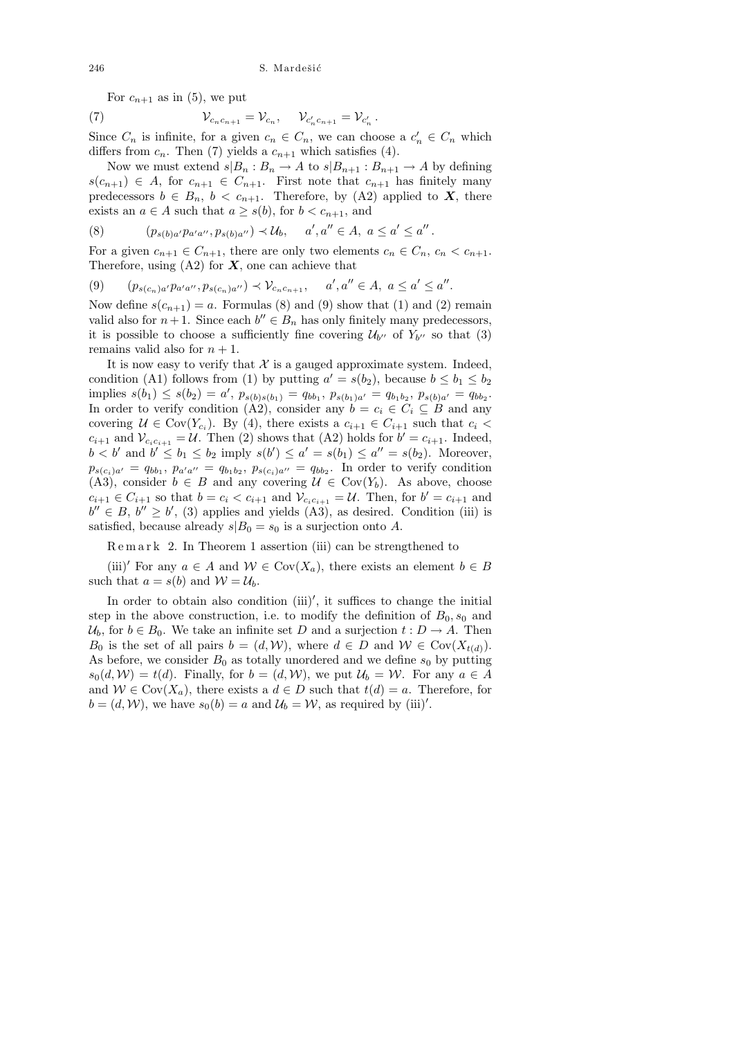For $c_{n+1}$ as in (5), we put

$$\mathcal{V}_{c_n c_{n+1}} = \mathcal{V}_{c_n}, \quad \mathcal{V}_{c'_n c_{n+1}} = \mathcal{V}_{c'_n}. \tag{7}$$

Since $C_n$ is infinite, for a given $c_n \in C_n$, we can choose a $c'_n \in C_n$ which differs from $c_n$. Then (7) yields a $c_{n+1}$ which satisfies (4).

Now we must extend $s|B_n : B_n \to A$ to $s|B_{n+1} : B_{n+1} \to A$ by defining $s(c_{n+1}) \in A$, for $c_{n+1} \in C_{n+1}$. First note that $c_{n+1}$ has finitely many predecessors $b \in B_n$, $b < c_{n+1}$. Therefore, by (A2) applied to $\boldsymbol{X}$, there exists an $a \in A$ such that $a \geq s(b)$, for $b < c_{n+1}$, and

$$(p_{s(b)a'} p_{a'a''}, p_{s(b)a''}) \prec \mathcal{U}_b, \quad a', a'' \in A,\ a \leq a' \leq a''. \tag{8}$$

For a given $c_{n+1} \in C_{n+1}$, there are only two elements $c_n \in C_n$, $c_n < c_{n+1}$. Therefore, using (A2) for $\boldsymbol{X}$, one can achieve that

$$(p_{s(c_n)a'} p_{a'a''}, p_{s(c_n)a''}) \prec \mathcal{V}_{c_n c_{n+1}}, \quad a', a'' \in A,\ a \leq a' \leq a''. \tag{9}$$

Now define $s(c_{n+1}) = a$. Formulas (8) and (9) show that (1) and (2) remain valid also for $n+1$. Since each $b'' \in B_n$ has only finitely many predecessors, it is possible to choose a sufficiently fine covering $\mathcal{U}_{b''}$ of $Y_{b''}$ so that (3) remains valid also for $n+1$.

It is now easy to verify that $\mathcal{X}$ is a gauged approximate system. Indeed, condition (A1) follows from (1) by putting $a' = s(b_2)$, because $b \leq b_1 \leq b_2$ implies $s(b_1) \leq s(b_2) = a'$, $p_{s(b)s(b_1)} = q_{bb_1}$, $p_{s(b_1)a'} = q_{b_1 b_2}$, $p_{s(b)a'} = q_{bb_2}$. In order to verify condition (A2), consider any $b = c_i \in C_i \subseteq B$ and any covering $\mathcal{U} \in \mathrm{Cov}(Y_{c_i})$. By (4), there exists a $c_{i+1} \in C_{i+1}$ such that $c_i < c_{i+1}$ and $\mathcal{V}_{c_i c_{i+1}} = \mathcal{U}$. Then (2) shows that (A2) holds for $b' = c_{i+1}$. Indeed, $b < b'$ and $b' \leq b_1 \leq b_2$ imply $s(b') \leq a' = s(b_1) \leq a'' = s(b_2)$. Moreover, $p_{s(c_i)a'} = q_{bb_1}$, $p_{a'a''} = q_{b_1 b_2}$, $p_{s(c_i)a''} = q_{bb_2}$. In order to verify condition (A3), consider $b \in B$ and any covering $\mathcal{U} \in \mathrm{Cov}(Y_b)$. As above, choose $c_{i+1} \in C_{i+1}$ so that $b = c_i < c_{i+1}$ and $\mathcal{V}_{c_i c_{i+1}} = \mathcal{U}$. Then, for $b' = c_{i+1}$ and $b'' \in B$, $b'' \geq b'$, (3) applies and yields (A3), as desired. Condition (iii) is satisfied, because already $s|B_0 = s_0$ is a surjection onto $A$.

Remark 2. In Theorem 1 assertion (iii) can be strengthened to

(iii)$'$ For any $a \in A$ and $\mathcal{W} \in \mathrm{Cov}(X_a)$, there exists an element $b \in B$ such that $a = s(b)$ and $\mathcal{W} = \mathcal{U}_b$.

In order to obtain also condition (iii)$'$, it suffices to change the initial step in the above construction, i.e. to modify the definition of $B_0, s_0$ and $\mathcal{U}_b$, for $b \in B_0$. We take an infinite set $D$ and a surjection $t : D \to A$. Then $B_0$ is the set of all pairs $b = (d, \mathcal{W})$, where $d \in D$ and $\mathcal{W} \in \mathrm{Cov}(X_{t(d)})$. As before, we consider $B_0$ as totally unordered and we define $s_0$ by putting $s_0(d, \mathcal{W}) = t(d)$. Finally, for $b = (d, \mathcal{W})$, we put $\mathcal{U}_b = \mathcal{W}$. For any $a \in A$ and $\mathcal{W} \in \mathrm{Cov}(X_a)$, there exists a $d \in D$ such that $t(d) = a$. Therefore, for $b = (d, \mathcal{W})$, we have $s_0(b) = a$ and $\mathcal{U}_b = \mathcal{W}$, as required by (iii)$'$.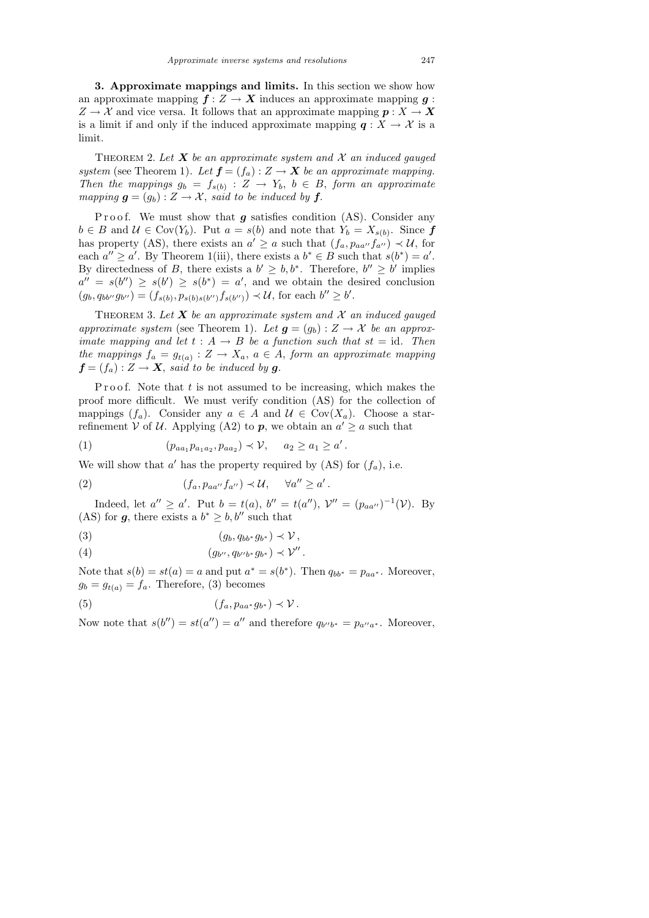**3. Approximate mappings and limits.** In this section we show how an approximate mapping $\boldsymbol{f} : Z \to \boldsymbol{X}$ induces an approximate mapping $\boldsymbol{g} : Z \to \mathcal{X}$ and vice versa. It follows that an approximate mapping $\boldsymbol{p} : X \to \boldsymbol{X}$ is a limit if and only if the induced approximate mapping $\boldsymbol{q} : X \to \mathcal{X}$ is a limit.

THEOREM 2. *Let $\boldsymbol{X}$ be an approximate system and $\mathcal{X}$ an induced gauged system* (see Theorem 1). *Let $\boldsymbol{f} = (f_a) : Z \to \boldsymbol{X}$ be an approximate mapping. Then the mappings $g_b = f_{s(b)} : Z \to Y_b$, $b \in B$, form an approximate mapping $\boldsymbol{g} = (g_b) : Z \to \mathcal{X}$, said to be induced by $\boldsymbol{f}$.*

Proof. We must show that $\boldsymbol{g}$ satisfies condition (AS). Consider any $b \in B$ and $\mathcal{U} \in \mathrm{Cov}(Y_b)$. Put $a = s(b)$ and note that $Y_b = X_{s(b)}$. Since $\boldsymbol{f}$ has property (AS), there exists an $a' \geq a$ such that $(f_a, p_{aa''} f_{a''}) \prec \mathcal{U}$, for each $a'' \geq a'$. By Theorem 1(iii), there exists a $b^* \in B$ such that $s(b^*) = a'$. By directedness of $B$, there exists a $b' \geq b, b^*$. Therefore, $b'' \geq b'$ implies $a'' = s(b'') \geq s(b') \geq s(b^*) = a'$, and we obtain the desired conclusion $(g_b, q_{bb''} g_{b''}) = (f_{s(b)}, p_{s(b)s(b'')} f_{s(b'')}) \prec \mathcal{U}$, for each $b'' \geq b'$.

THEOREM 3. *Let $\boldsymbol{X}$ be an approximate system and $\mathcal{X}$ an induced gauged approximate system* (see Theorem 1). *Let $\boldsymbol{g} = (g_b) : Z \to \mathcal{X}$ be an approximate mapping and let $t : A \to B$ be a function such that $st = \mathrm{id}$. Then the mappings $f_a = g_{t(a)} : Z \to X_a$, $a \in A$, form an approximate mapping $\boldsymbol{f} = (f_a) : Z \to \boldsymbol{X}$, said to be induced by $\boldsymbol{g}$.*

Proof. Note that $t$ is not assumed to be increasing, which makes the proof more difficult. We must verify condition (AS) for the collection of mappings $(f_a)$. Consider any $a \in A$ and $\mathcal{U} \in \mathrm{Cov}(X_a)$. Choose a star-refinement $\mathcal{V}$ of $\mathcal{U}$. Applying (A2) to $\boldsymbol{p}$, we obtain an $a' \geq a$ such that

$$(p_{aa_1} p_{a_1a_2}, p_{aa_2}) \prec \mathcal{V}, \quad a_2 \geq a_1 \geq a' . \tag{1}$$

We will show that $a'$ has the property required by (AS) for $(f_a)$, i.e.

$$(f_a, p_{aa''} f_{a''}) \prec \mathcal{U}, \quad \forall a'' \geq a' . \tag{2}$$

Indeed, let $a'' \geq a'$. Put $b = t(a)$, $b'' = t(a'')$, $\mathcal{V}'' = (p_{aa''})^{-1}(\mathcal{V})$. By (AS) for $\boldsymbol{g}$, there exists a $b^* \geq b, b''$ such that

$$(g_b, q_{bb^*} g_{b^*}) \prec \mathcal{V} , \tag{3}$$

$$(g_{b''}, q_{b''b^*} g_{b^*}) \prec \mathcal{V}'' . \tag{4}$$

Note that $s(b) = st(a) = a$ and put $a^* = s(b^*)$. Then $q_{bb^*} = p_{aa^*}$. Moreover, $g_b = g_{t(a)} = f_a$. Therefore, (3) becomes

$$(f_a, p_{aa^*} g_{b^*}) \prec \mathcal{V} . \tag{5}$$

Now note that $s(b'') = st(a'') = a''$ and therefore $q_{b''b^*} = p_{a''a^*}$. Moreover,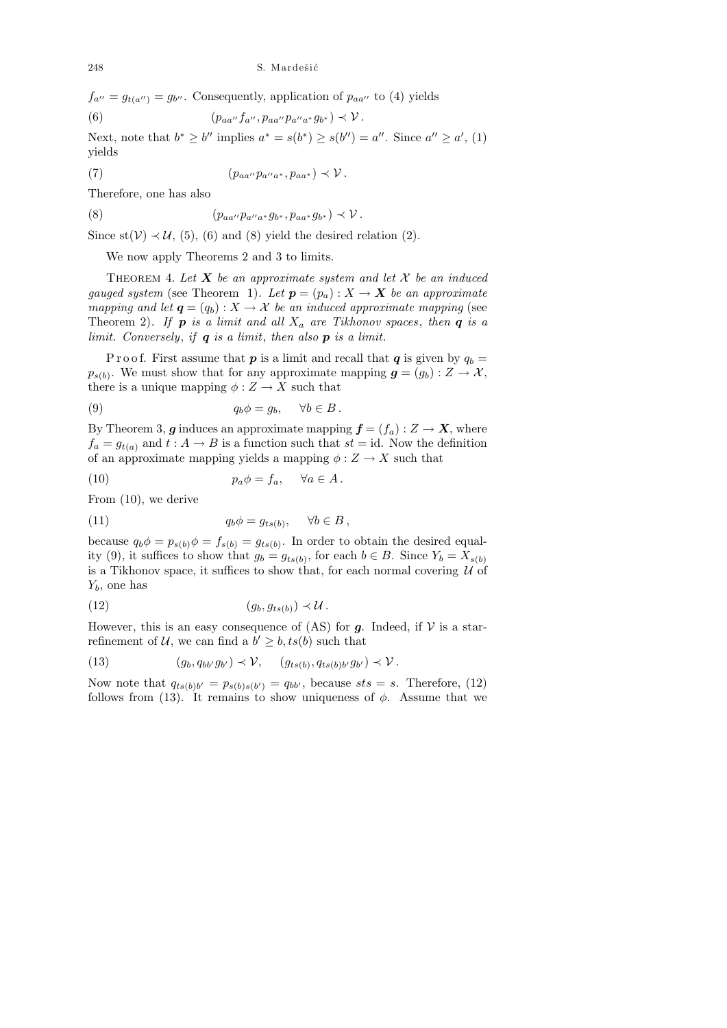$f_{a''} = g_{t(a'')} = g_{b''}$. Consequently, application of $p_{aa''}$ to (4) yields

$$(p_{aa''} f_{a''}, p_{aa''} p_{a''a^*} g_{b^*}) \prec \mathcal{V}. \tag{6}$$

Next, note that $b^* \geq b''$ implies $a^* = s(b^*) \geq s(b'') = a''$. Since $a'' \geq a'$, (1) yields

$$(p_{aa''} p_{a''a^*}, p_{aa^*}) \prec \mathcal{V}. \tag{7}$$

Therefore, one has also

$$(p_{aa''} p_{a''a^*} g_{b^*}, p_{aa^*} g_{b^*}) \prec \mathcal{V}. \tag{8}$$

Since $\mathrm{st}(\mathcal{V}) \prec \mathcal{U}$, (5), (6) and (8) yield the desired relation (2).

We now apply Theorems 2 and 3 to limits.

Theorem 4. *Let $\boldsymbol{X}$ be an approximate system and let $\mathcal{X}$ be an induced gauged system* (see Theorem 1). *Let $\boldsymbol{p} = (p_a) : X \to \boldsymbol{X}$ be an approximate mapping and let $\boldsymbol{q} = (q_b) : X \to \mathcal{X}$ be an induced approximate mapping* (see Theorem 2). *If $\boldsymbol{p}$ is a limit and all $X_a$ are Tikhonov spaces, then $\boldsymbol{q}$ is a limit. Conversely, if $\boldsymbol{q}$ is a limit, then also $\boldsymbol{p}$ is a limit.*

Proof. First assume that $\boldsymbol{p}$ is a limit and recall that $\boldsymbol{q}$ is given by $q_b = p_{s(b)}$. We must show that for any approximate mapping $\boldsymbol{g} = (g_b) : Z \to \mathcal{X}$, there is a unique mapping $\phi : Z \to X$ such that

$$q_b \phi = g_b, \quad \forall b \in B. \tag{9}$$

By Theorem 3, $\boldsymbol{g}$ induces an approximate mapping $\boldsymbol{f} = (f_a) : Z \to \boldsymbol{X}$, where $f_a = g_{t(a)}$ and $t : A \to B$ is a function such that $st = \mathrm{id}$. Now the definition of an approximate mapping yields a mapping $\phi : Z \to X$ such that

$$p_a \phi = f_a, \quad \forall a \in A. \tag{10}$$

From (10), we derive

$$q_b \phi = g_{ts(b)}, \quad \forall b \in B, \tag{11}$$

because $q_b \phi = p_{s(b)} \phi = f_{s(b)} = g_{ts(b)}$. In order to obtain the desired equality (9), it suffices to show that $g_b = g_{ts(b)}$, for each $b \in B$. Since $Y_b = X_{s(b)}$ is a Tikhonov space, it suffices to show that, for each normal covering $\mathcal{U}$ of $Y_b$, one has

$$(g_b, g_{ts(b)}) \prec \mathcal{U}. \tag{12}$$

However, this is an easy consequence of (AS) for $\boldsymbol{g}$. Indeed, if $\mathcal{V}$ is a star-refinement of $\mathcal{U}$, we can find a $b' \geq b, ts(b)$ such that

$$(g_b, q_{bb'} g_{b'}) \prec \mathcal{V}, \quad (g_{ts(b)}, q_{ts(b)b'} g_{b'}) \prec \mathcal{V}. \tag{13}$$

Now note that $q_{ts(b)b'} = p_{s(b)s(b')} = q_{bb'}$, because $sts = s$. Therefore, (12) follows from (13). It remains to show uniqueness of $\phi$. Assume that we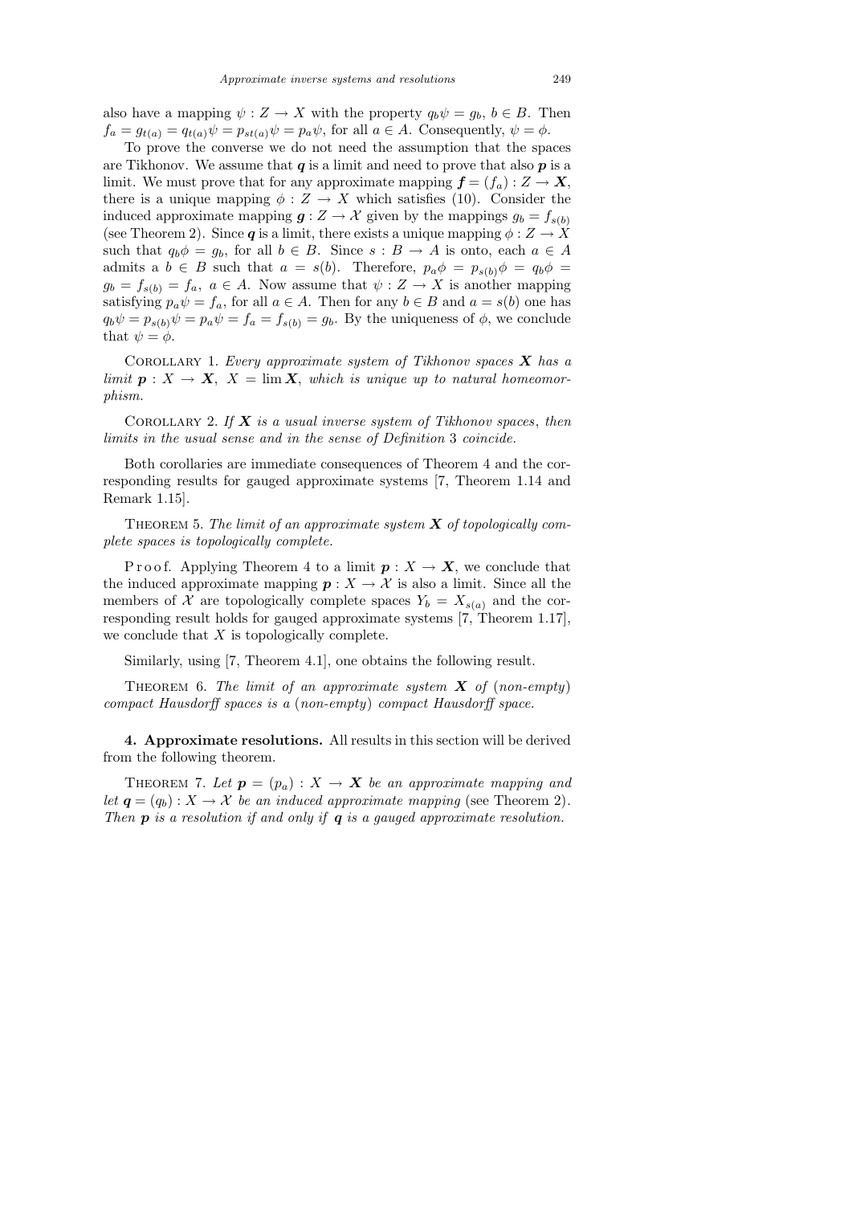also have a mapping $\psi : Z \to X$ with the property $q_b\psi = g_b$, $b \in B$. Then $f_a = g_{t(a)} = q_{t(a)}\psi = p_{st(a)}\psi = p_a\psi$, for all $a \in A$. Consequently, $\psi = \phi$.

To prove the converse we do not need the assumption that the spaces are Tikhonov. We assume that $\boldsymbol{q}$ is a limit and need to prove that also $\boldsymbol{p}$ is a limit. We must prove that for any approximate mapping $\boldsymbol{f} = (f_a) : Z \to \boldsymbol{X}$, there is a unique mapping $\phi : Z \to X$ which satisfies (10). Consider the induced approximate mapping $\boldsymbol{g} : Z \to \mathcal{X}$ given by the mappings $g_b = f_{s(b)}$ (see Theorem 2). Since $\boldsymbol{q}$ is a limit, there exists a unique mapping $\phi : Z \to X$ such that $q_b\phi = g_b$, for all $b \in B$. Since $s : B \to A$ is onto, each $a \in A$ admits a $b \in B$ such that $a = s(b)$. Therefore, $p_a\phi = p_{s(b)}\phi = q_b\phi = g_b = f_{s(b)} = f_a$, $a \in A$. Now assume that $\psi : Z \to X$ is another mapping satisfying $p_a\psi = f_a$, for all $a \in A$. Then for any $b \in B$ and $a = s(b)$ one has $q_b\psi = p_{s(b)}\psi = p_a\psi = f_a = f_{s(b)} = g_b$. By the uniqueness of $\phi$, we conclude that $\psi = \phi$.

Corollary 1. *Every approximate system of Tikhonov spaces $\boldsymbol{X}$ has a limit $\boldsymbol{p} : X \to \boldsymbol{X}$, $X = \lim \boldsymbol{X}$, which is unique up to natural homeomorphism.*

Corollary 2. *If $\boldsymbol{X}$ is a usual inverse system of Tikhonov spaces, then limits in the usual sense and in the sense of Definition* 3 *coincide.*

Both corollaries are immediate consequences of Theorem 4 and the corresponding results for gauged approximate systems [7, Theorem 1.14 and Remark 1.15].

Theorem 5. *The limit of an approximate system $\boldsymbol{X}$ of topologically complete spaces is topologically complete.*

Proof. Applying Theorem 4 to a limit $\boldsymbol{p} : X \to \boldsymbol{X}$, we conclude that the induced approximate mapping $\boldsymbol{p} : X \to \mathcal{X}$ is also a limit. Since all the members of $\mathcal{X}$ are topologically complete spaces $Y_b = X_{s(a)}$ and the corresponding result holds for gauged approximate systems [7, Theorem 1.17], we conclude that $X$ is topologically complete.

Similarly, using [7, Theorem 4.1], one obtains the following result.

Theorem 6. *The limit of an approximate system $\boldsymbol{X}$ of* (*non-empty*) *compact Hausdorff spaces is a* (*non-empty*) *compact Hausdorff space.*

**4. Approximate resolutions.** All results in this section will be derived from the following theorem.

Theorem 7. *Let $\boldsymbol{p} = (p_a) : X \to \boldsymbol{X}$ be an approximate mapping and let $\boldsymbol{q} = (q_b) : X \to \mathcal{X}$ be an induced approximate mapping* (see Theorem 2). *Then $\boldsymbol{p}$ is a resolution if and only if $\boldsymbol{q}$ is a gauged approximate resolution.*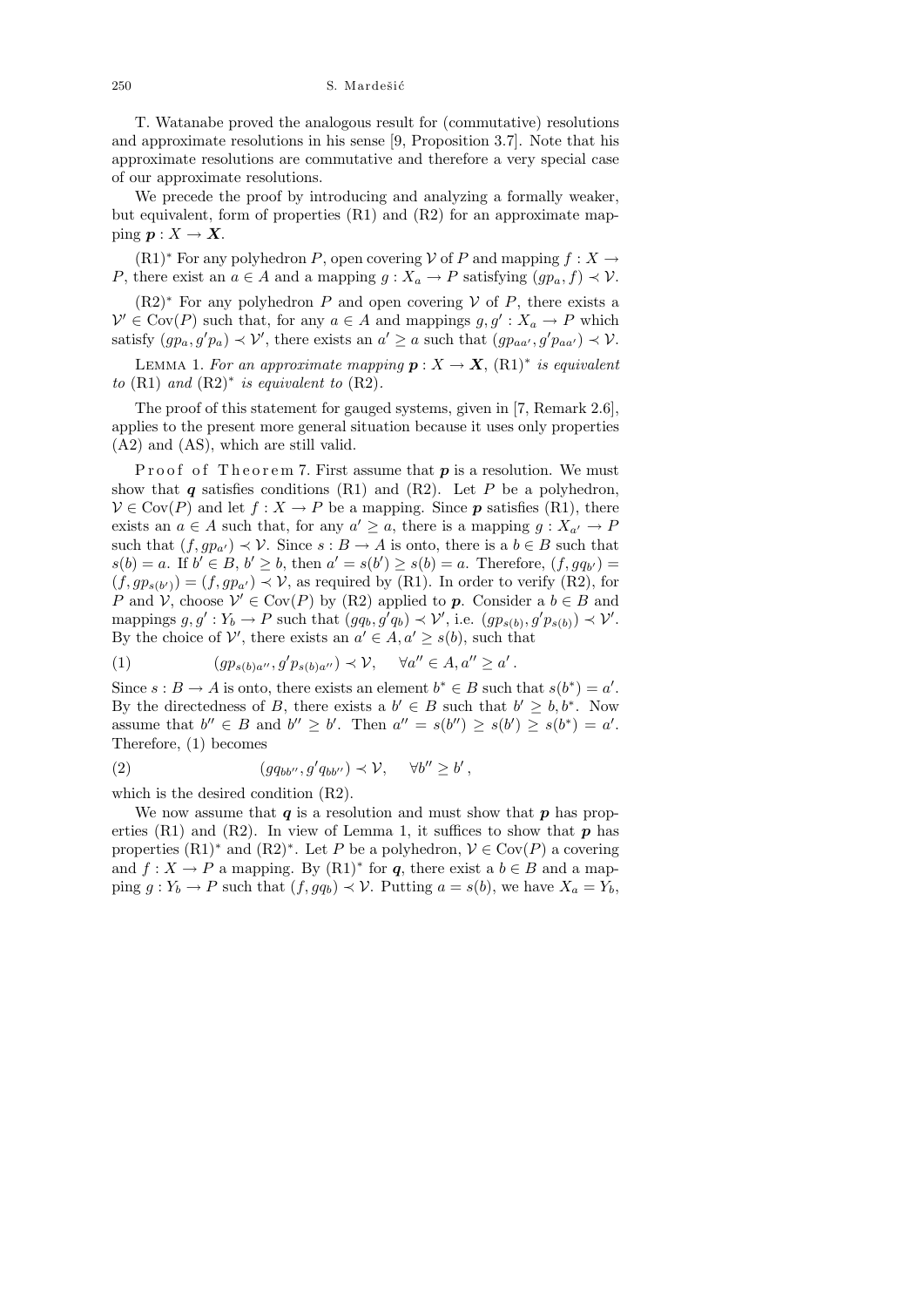T. Watanabe proved the analogous result for (commutative) resolutions and approximate resolutions in his sense [9, Proposition 3.7]. Note that his approximate resolutions are commutative and therefore a very special case of our approximate resolutions.

We precede the proof by introducing and analyzing a formally weaker, but equivalent, form of properties (R1) and (R2) for an approximate mapping $\boldsymbol{p} : X \to \boldsymbol{X}$.

(R1)$^*$ For any polyhedron $P$, open covering $\mathcal{V}$ of $P$ and mapping $f : X \to P$, there exist an $a \in A$ and a mapping $g : X_a \to P$ satisfying $(gp_a, f) \prec \mathcal{V}$.

(R2)$^*$ For any polyhedron $P$ and open covering $\mathcal{V}$ of $P$, there exists a $\mathcal{V}' \in \mathrm{Cov}(P)$ such that, for any $a \in A$ and mappings $g, g' : X_a \to P$ which satisfy $(gp_a, g'p_a) \prec \mathcal{V}'$, there exists an $a' \geq a$ such that $(gp_{aa'}, g'p_{aa'}) \prec \mathcal{V}$.

LEMMA 1. *For an approximate mapping $\boldsymbol{p} : X \to \boldsymbol{X}$,* (R1)$^*$ *is equivalent to* (R1) *and* (R2)$^*$ *is equivalent to* (R2).

The proof of this statement for gauged systems, given in [7, Remark 2.6], applies to the present more general situation because it uses only properties (A2) and (AS), which are still valid.

Proof of Theorem 7. First assume that $\boldsymbol{p}$ is a resolution. We must show that $\boldsymbol{q}$ satisfies conditions (R1) and (R2). Let $P$ be a polyhedron, $\mathcal{V} \in \mathrm{Cov}(P)$ and let $f : X \to P$ be a mapping. Since $\boldsymbol{p}$ satisfies (R1), there exists an $a \in A$ such that, for any $a' \geq a$, there is a mapping $g : X_{a'} \to P$ such that $(f, gp_{a'}) \prec \mathcal{V}$. Since $s : B \to A$ is onto, there is a $b \in B$ such that $s(b) = a$. If $b' \in B$, $b' \geq b$, then $a' = s(b') \geq s(b) = a$. Therefore, $(f, gq_{b'}) = (f, gp_{s(b')}) = (f, gp_{a'}) \prec \mathcal{V}$, as required by (R1). In order to verify (R2), for $P$ and $\mathcal{V}$, choose $\mathcal{V}' \in \mathrm{Cov}(P)$ by (R2) applied to $\boldsymbol{p}$. Consider a $b \in B$ and mappings $g, g' : Y_b \to P$ such that $(gq_b, g'q_b) \prec \mathcal{V}'$, i.e. $(gp_{s(b)}, g'p_{s(b)}) \prec \mathcal{V}'$. By the choice of $\mathcal{V}'$, there exists an $a' \in A, a' \geq s(b)$, such that

$$(gp_{s(b)a''}, g'p_{s(b)a''}) \prec \mathcal{V}, \quad \forall a'' \in A, a'' \geq a' . \tag{1}$$

Since $s : B \to A$ is onto, there exists an element $b^* \in B$ such that $s(b^*) = a'$. By the directedness of $B$, there exists a $b' \in B$ such that $b' \geq b, b^*$. Now assume that $b'' \in B$ and $b'' \geq b'$. Then $a'' = s(b'') \geq s(b') \geq s(b^*) = a'$. Therefore, (1) becomes

$$(gq_{bb''}, g'q_{bb''}) \prec \mathcal{V}, \quad \forall b'' \geq b' , \tag{2}$$

which is the desired condition (R2).

We now assume that $\boldsymbol{q}$ is a resolution and must show that $\boldsymbol{p}$ has properties (R1) and (R2). In view of Lemma 1, it suffices to show that $\boldsymbol{p}$ has properties (R1)$^*$ and (R2)$^*$. Let $P$ be a polyhedron, $\mathcal{V} \in \mathrm{Cov}(P)$ a covering and $f : X \to P$ a mapping. By (R1)$^*$ for $\boldsymbol{q}$, there exist a $b \in B$ and a mapping $g : Y_b \to P$ such that $(f, gq_b) \prec \mathcal{V}$. Putting $a = s(b)$, we have $X_a = Y_b$,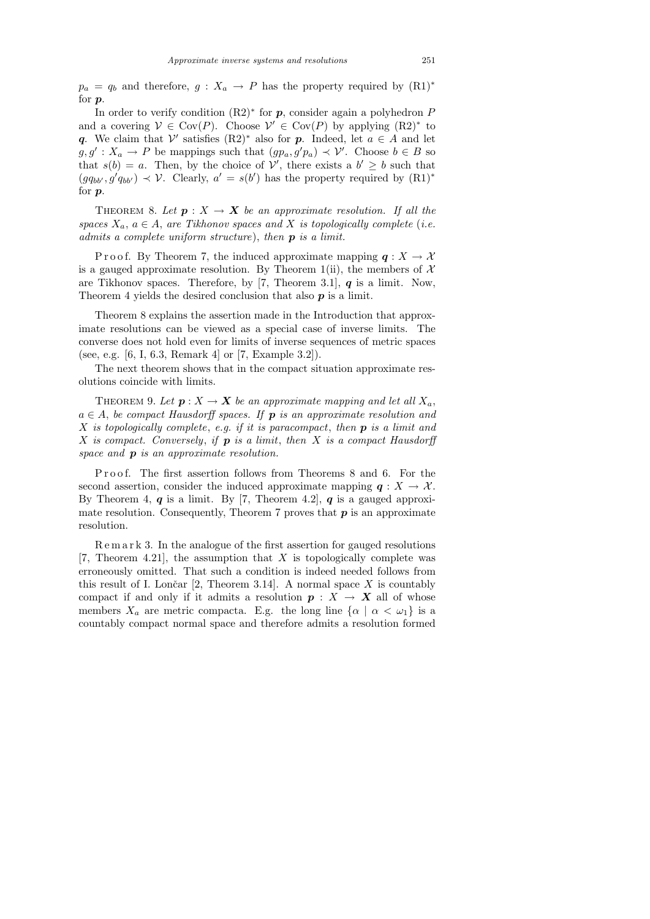$p_a = q_b$ and therefore, $g : X_a \to P$ has the property required by $(\mathrm{R1})^*$ for $\boldsymbol{p}$.

In order to verify condition $(\mathrm{R2})^*$ for $\boldsymbol{p}$, consider again a polyhedron $P$ and a covering $\mathcal{V} \in \mathrm{Cov}(P)$. Choose $\mathcal{V}' \in \mathrm{Cov}(P)$ by applying $(\mathrm{R2})^*$ to $\boldsymbol{q}$. We claim that $\mathcal{V}'$ satisfies $(\mathrm{R2})^*$ also for $\boldsymbol{p}$. Indeed, let $a \in A$ and let $g, g' : X_a \to P$ be mappings such that $(gp_a, g'p_a) \prec \mathcal{V}'$. Choose $b \in B$ so that $s(b) = a$. Then, by the choice of $\mathcal{V}'$, there exists a $b' \geq b$ such that $(gq_{bb'}, g'q_{bb'}) \prec \mathcal{V}$. Clearly, $a' = s(b')$ has the property required by $(\mathrm{R1})^*$ for $\boldsymbol{p}$.

THEOREM 8. *Let $\boldsymbol{p} : X \to \boldsymbol{X}$ be an approximate resolution. If all the spaces $X_a$, $a \in A$, are Tikhonov spaces and $X$ is topologically complete* (*i.e. admits a complete uniform structure*), *then $\boldsymbol{p}$ is a limit.*

Proof. By Theorem 7, the induced approximate mapping $\boldsymbol{q} : X \to \mathcal{X}$ is a gauged approximate resolution. By Theorem 1(ii), the members of $\mathcal{X}$ are Tikhonov spaces. Therefore, by [7, Theorem 3.1], $\boldsymbol{q}$ is a limit. Now, Theorem 4 yields the desired conclusion that also $\boldsymbol{p}$ is a limit.

Theorem 8 explains the assertion made in the Introduction that approximate resolutions can be viewed as a special case of inverse limits. The converse does not hold even for limits of inverse sequences of metric spaces (see, e.g. [6, I, 6.3, Remark 4] or [7, Example 3.2]).

The next theorem shows that in the compact situation approximate resolutions coincide with limits.

THEOREM 9. *Let $\boldsymbol{p} : X \to \boldsymbol{X}$ be an approximate mapping and let all $X_a$, $a \in A$, be compact Hausdorff spaces. If $\boldsymbol{p}$ is an approximate resolution and $X$ is topologically complete*, *e.g. if it is paracompact*, *then $\boldsymbol{p}$ is a limit and $X$ is compact. Conversely*, *if $\boldsymbol{p}$ is a limit*, *then $X$ is a compact Hausdorff space and $\boldsymbol{p}$ is an approximate resolution.*

Proof. The first assertion follows from Theorems 8 and 6. For the second assertion, consider the induced approximate mapping $\boldsymbol{q} : X \to \mathcal{X}$. By Theorem 4, $\boldsymbol{q}$ is a limit. By [7, Theorem 4.2], $\boldsymbol{q}$ is a gauged approximate resolution. Consequently, Theorem 7 proves that $\boldsymbol{p}$ is an approximate resolution.

Remark 3. In the analogue of the first assertion for gauged resolutions [7, Theorem 4.21], the assumption that $X$ is topologically complete was erroneously omitted. That such a condition is indeed needed follows from this result of I. Lončar [2, Theorem 3.14]. A normal space $X$ is countably compact if and only if it admits a resolution $\boldsymbol{p} : X \to \boldsymbol{X}$ all of whose members $X_a$ are metric compacta. E.g. the long line $\{\alpha \mid \alpha < \omega_1\}$ is a countably compact normal space and therefore admits a resolution formed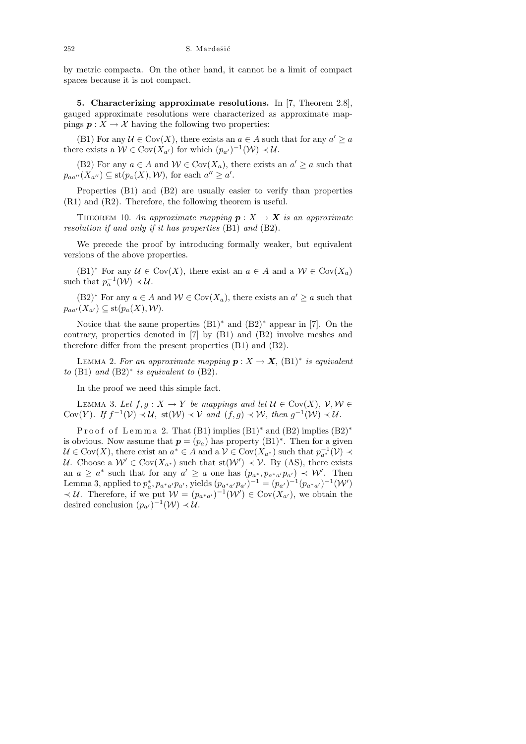by metric compacta. On the other hand, it cannot be a limit of compact spaces because it is not compact.

## 5. Characterizing approximate resolutions.

In [7, Theorem 2.8], gauged approximate resolutions were characterized as approximate mappings $\boldsymbol{p} : X \to \mathcal{X}$ having the following two properties:

(B1) For any $\mathcal{U} \in \mathrm{Cov}(X)$, there exists an $a \in A$ such that for any $a' \geq a$ there exists a $\mathcal{W} \in \mathrm{Cov}(X_{a'})$ for which $(p_{a'})^{-1}(\mathcal{W}) \prec \mathcal{U}$.

(B2) For any $a \in A$ and $\mathcal{W} \in \mathrm{Cov}(X_a)$, there exists an $a' \geq a$ such that $p_{aa''}(X_{a''}) \subseteq \mathrm{st}(p_a(X), \mathcal{W})$, for each $a'' \geq a'$.

Properties (B1) and (B2) are usually easier to verify than properties (R1) and (R2). Therefore, the following theorem is useful.

THEOREM 10. *An approximate mapping $\boldsymbol{p} : X \to \boldsymbol{X}$ is an approximate resolution if and only if it has properties* (B1) *and* (B2).

We precede the proof by introducing formally weaker, but equivalent versions of the above properties.

(B1)* For any $\mathcal{U} \in \mathrm{Cov}(X)$, there exist an $a \in A$ and a $\mathcal{W} \in \mathrm{Cov}(X_a)$ such that $p_a^{-1}(\mathcal{W}) \prec \mathcal{U}$.

(B2)* For any $a \in A$ and $\mathcal{W} \in \mathrm{Cov}(X_a)$, there exists an $a' \geq a$ such that $p_{aa'}(X_{a'}) \subseteq \mathrm{st}(p_a(X), \mathcal{W})$.

Notice that the same properties (B1)* and (B2)* appear in [7]. On the contrary, properties denoted in [7] by (B1) and (B2) involve meshes and therefore differ from the present properties (B1) and (B2).

LEMMA 2. *For an approximate mapping $\boldsymbol{p} : X \to \boldsymbol{X}$,* (B1)* *is equivalent to* (B1) *and* (B2)* *is equivalent to* (B2).

In the proof we need this simple fact.

LEMMA 3. *Let $f, g : X \to Y$ be mappings and let $\mathcal{U} \in \mathrm{Cov}(X)$, $\mathcal{V}, \mathcal{W} \in \mathrm{Cov}(Y)$. If $f^{-1}(\mathcal{V}) \prec \mathcal{U}$, $\mathrm{st}(\mathcal{W}) \prec \mathcal{V}$ and $(f, g) \prec \mathcal{W}$, then $g^{-1}(\mathcal{W}) \prec \mathcal{U}$.*

Proof of Lemma 2. That (B1) implies (B1)* and (B2) implies (B2)* is obvious. Now assume that $\boldsymbol{p} = (p_a)$ has property (B1)*. Then for a given $\mathcal{U} \in \mathrm{Cov}(X)$, there exist an $a^* \in A$ and a $\mathcal{V} \in \mathrm{Cov}(X_{a^*})$ such that $p_{a^*}^{-1}(\mathcal{V}) \prec \mathcal{U}$. Choose a $\mathcal{W}' \in \mathrm{Cov}(X_{a^*})$ such that $\mathrm{st}(\mathcal{W}') \prec \mathcal{V}$. By (AS), there exists an $a \geq a^*$ such that for any $a' \geq a$ one has $(p_{a^*}, p_{a^*a'}p_{a'}) \prec \mathcal{W}'$. Then Lemma 3, applied to $p_a^*, p_{a^*a'}p_{a'}$, yields $(p_{a^*a'}p_{a'})^{-1} = (p_{a'})^{-1}(p_{a^*a'})^{-1}(\mathcal{W}') \prec \mathcal{U}$. Therefore, if we put $\mathcal{W} = (p_{a^*a'})^{-1}(\mathcal{W}') \in \mathrm{Cov}(X_{a'})$, we obtain the desired conclusion $(p_{a'})^{-1}(\mathcal{W}) \prec \mathcal{U}$.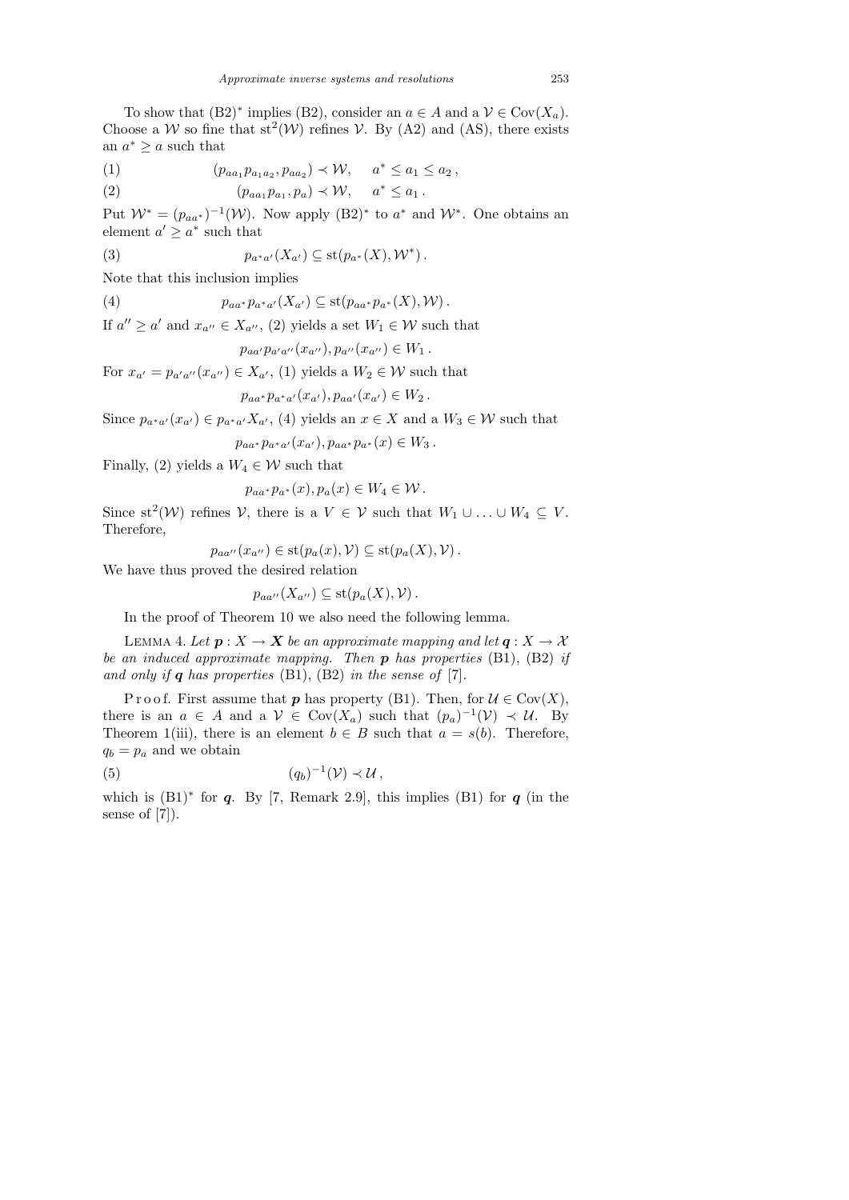To show that (B2)$^*$ implies (B2), consider an $a \in A$ and a $\mathcal{V} \in \mathrm{Cov}(X_a)$. Choose a $\mathcal{W}$ so fine that $\mathrm{st}^2(\mathcal{W})$ refines $\mathcal{V}$. By (A2) and (AS), there exists an $a^* \geq a$ such that

$$(p_{aa_1}p_{a_1a_2}, p_{aa_2}) \prec \mathcal{W}, \quad a^* \leq a_1 \leq a_2\,, \tag{1}$$

$$(p_{aa_1}p_{a_1}, p_a) \prec \mathcal{W}, \quad a^* \leq a_1\,. \tag{2}$$

Put $\mathcal{W}^* = (p_{aa^*})^{-1}(\mathcal{W})$. Now apply (B2)$^*$ to $a^*$ and $\mathcal{W}^*$. One obtains an element $a' \geq a^*$ such that

$$p_{a^*a'}(X_{a'}) \subseteq \mathrm{st}(p_{a^*}(X), \mathcal{W}^*)\,. \tag{3}$$

Note that this inclusion implies

$$p_{aa^*}p_{a^*a'}(X_{a'}) \subseteq \mathrm{st}(p_{aa^*}p_{a^*}(X), \mathcal{W})\,. \tag{4}$$

If $a'' \geq a'$ and $x_{a''} \in X_{a''}$, (2) yields a set $W_1 \in \mathcal{W}$ such that

$$p_{aa'}p_{a'a''}(x_{a''}), p_{a''}(x_{a''}) \in W_1\,.$$

For $x_{a'} = p_{a'a''}(x_{a''}) \in X_{a'}$, (1) yields a $W_2 \in \mathcal{W}$ such that

$$p_{aa^*}p_{a^*a'}(x_{a'}), p_{aa'}(x_{a'}) \in W_2\,.$$

Since $p_{a^*a'}(x_{a'}) \in p_{a^*a'}X_{a'}$, (4) yields an $x \in X$ and a $W_3 \in \mathcal{W}$ such that

$$p_{aa^*}p_{a^*a'}(x_{a'}), p_{aa^*}p_{a^*}(x) \in W_3\,.$$

Finally, (2) yields a $W_4 \in \mathcal{W}$ such that

$$p_{aa^*}p_{a^*}(x), p_a(x) \in W_4 \in \mathcal{W}\,.$$

Since $\mathrm{st}^2(\mathcal{W})$ refines $\mathcal{V}$, there is a $V \in \mathcal{V}$ such that $W_1 \cup \ldots \cup W_4 \subseteq V$. Therefore,

$$p_{aa''}(x_{a''}) \in \mathrm{st}(p_a(x), \mathcal{V}) \subseteq \mathrm{st}(p_a(X), \mathcal{V})\,.$$

We have thus proved the desired relation

$$p_{aa''}(X_{a''}) \subseteq \mathrm{st}(p_a(X), \mathcal{V})\,.$$

In the proof of Theorem 10 we also need the following lemma.

LEMMA 4. *Let $\boldsymbol{p} : X \to \boldsymbol{X}$ be an approximate mapping and let $\boldsymbol{q} : X \to \mathcal{X}$ be an induced approximate mapping. Then $\boldsymbol{p}$ has properties* (B1), (B2) *if and only if $\boldsymbol{q}$ has properties* (B1), (B2) *in the sense of* [7].

Proof. First assume that $\boldsymbol{p}$ has property (B1). Then, for $\mathcal{U} \in \mathrm{Cov}(X)$, there is an $a \in A$ and a $\mathcal{V} \in \mathrm{Cov}(X_a)$ such that $(p_a)^{-1}(\mathcal{V}) \prec \mathcal{U}$. By Theorem 1(iii), there is an element $b \in B$ such that $a = s(b)$. Therefore, $q_b = p_a$ and we obtain

$$(q_b)^{-1}(\mathcal{V}) \prec \mathcal{U}\,, \tag{5}$$

which is (B1)$^*$ for $\boldsymbol{q}$. By [7, Remark 2.9], this implies (B1) for $\boldsymbol{q}$ (in the sense of [7]).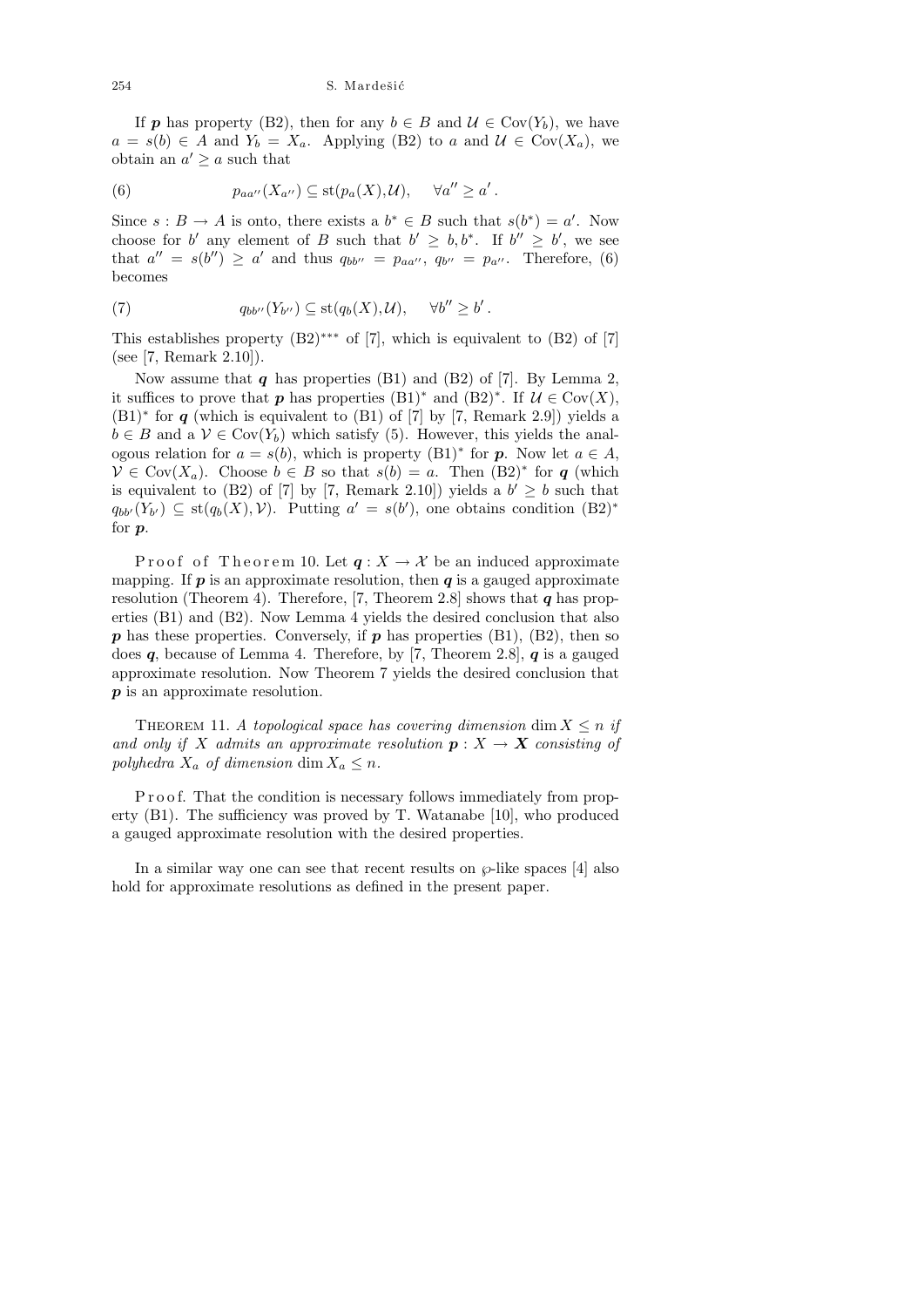If $\boldsymbol{p}$ has property (B2), then for any $b \in B$ and $\mathcal{U} \in \mathrm{Cov}(Y_b)$, we have $a = s(b) \in A$ and $Y_b = X_a$. Applying (B2) to $a$ and $\mathcal{U} \in \mathrm{Cov}(X_a)$, we obtain an $a' \geq a$ such that

$$p_{aa''}(X_{a''}) \subseteq \mathrm{st}(p_a(X), \mathcal{U}), \quad \forall a'' \geq a' . \tag{6}$$

Since $s : B \to A$ is onto, there exists a $b^* \in B$ such that $s(b^*) = a'$. Now choose for $b'$ any element of $B$ such that $b' \geq b, b^*$. If $b'' \geq b'$, we see that $a'' = s(b'') \geq a'$ and thus $q_{bb''} = p_{aa''}$, $q_{b''} = p_{a''}$. Therefore, (6) becomes

$$q_{bb''}(Y_{b''}) \subseteq \mathrm{st}(q_b(X), \mathcal{U}), \quad \forall b'' \geq b' . \tag{7}$$

This establishes property (B2)$^{***}$ of [7], which is equivalent to (B2) of [7] (see [7, Remark 2.10]).

Now assume that $\boldsymbol{q}$ has properties (B1) and (B2) of [7]. By Lemma 2, it suffices to prove that $\boldsymbol{p}$ has properties (B1)$^*$ and (B2)$^*$. If $\mathcal{U} \in \mathrm{Cov}(X)$, (B1)$^*$ for $\boldsymbol{q}$ (which is equivalent to (B1) of [7] by [7, Remark 2.9]) yields a $b \in B$ and a $\mathcal{V} \in \mathrm{Cov}(Y_b)$ which satisfy (5). However, this yields the analogous relation for $a = s(b)$, which is property (B1)$^*$ for $\boldsymbol{p}$. Now let $a \in A$, $\mathcal{V} \in \mathrm{Cov}(X_a)$. Choose $b \in B$ so that $s(b) = a$. Then (B2)$^*$ for $\boldsymbol{q}$ (which is equivalent to (B2) of [7] by [7, Remark 2.10]) yields a $b' \geq b$ such that $q_{bb'}(Y_{b'}) \subseteq \mathrm{st}(q_b(X), \mathcal{V})$. Putting $a' = s(b')$, one obtains condition (B2)$^*$ for $\boldsymbol{p}$.

Proof of Theorem 10. Let $\boldsymbol{q} : X \to \mathcal{X}$ be an induced approximate mapping. If $\boldsymbol{p}$ is an approximate resolution, then $\boldsymbol{q}$ is a gauged approximate resolution (Theorem 4). Therefore, [7, Theorem 2.8] shows that $\boldsymbol{q}$ has properties (B1) and (B2). Now Lemma 4 yields the desired conclusion that also $\boldsymbol{p}$ has these properties. Conversely, if $\boldsymbol{p}$ has properties (B1), (B2), then so does $\boldsymbol{q}$, because of Lemma 4. Therefore, by [7, Theorem 2.8], $\boldsymbol{q}$ is a gauged approximate resolution. Now Theorem 7 yields the desired conclusion that $\boldsymbol{p}$ is an approximate resolution.

THEOREM 11. *A topological space has covering dimension* $\dim X \leq n$ *if and only if* $X$ *admits an approximate resolution* $\boldsymbol{p} : X \to \boldsymbol{X}$ *consisting of polyhedra* $X_a$ *of dimension* $\dim X_a \leq n$.

Proof. That the condition is necessary follows immediately from property (B1). The sufficiency was proved by T. Watanabe [10], who produced a gauged approximate resolution with the desired properties.

In a similar way one can see that recent results on $\wp$-like spaces [4] also hold for approximate resolutions as defined in the present paper.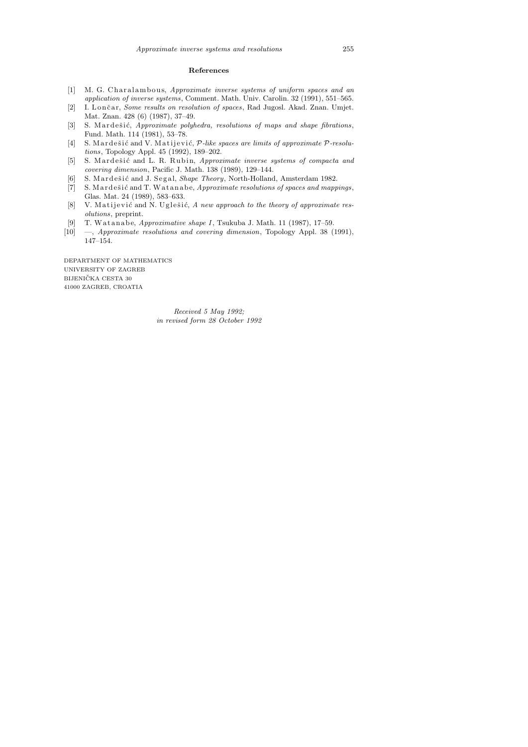## References

[1] M. G. Charalambous, *Approximate inverse systems of uniform spaces and an application of inverse systems*, Comment. Math. Univ. Carolin. 32 (1991), 551–565.

[2] I. Lončar, *Some results on resolution of spaces*, Rad Jugosl. Akad. Znan. Umjet. Mat. Znan. 428 (6) (1987), 37–49.

[3] S. Mardešić, *Approximate polyhedra, resolutions of maps and shape fibrations*, Fund. Math. 114 (1981), 53–78.

[4] S. Mardešić and V. Matijević, *$\mathcal{P}$-like spaces are limits of approximate $\mathcal{P}$-resolutions*, Topology Appl. 45 (1992), 189–202.

[5] S. Mardešić and L. R. Rubin, *Approximate inverse systems of compacta and covering dimension*, Pacific J. Math. 138 (1989), 129–144.

[6] S. Mardešić and J. Segal, *Shape Theory*, North-Holland, Amsterdam 1982.

[7] S. Mardešić and T. Watanabe, *Approximate resolutions of spaces and mappings*, Glas. Mat. 24 (1989), 583–633.

[8] V. Matijević and N. Uglešić, *A new approach to the theory of approximate resolutions*, preprint.

[9] T. Watanabe, *Approximative shape I*, Tsukuba J. Math. 11 (1987), 17–59.

[10] —, *Approximate resolutions and covering dimension*, Topology Appl. 38 (1991), 147–154.

DEPARTMENT OF MATHEMATICS
UNIVERSITY OF ZAGREB
BIJENIČKA CESTA 30
41000 ZAGREB, CROATIA

*Received 5 May 1992;*
*in revised form 28 October 1992*